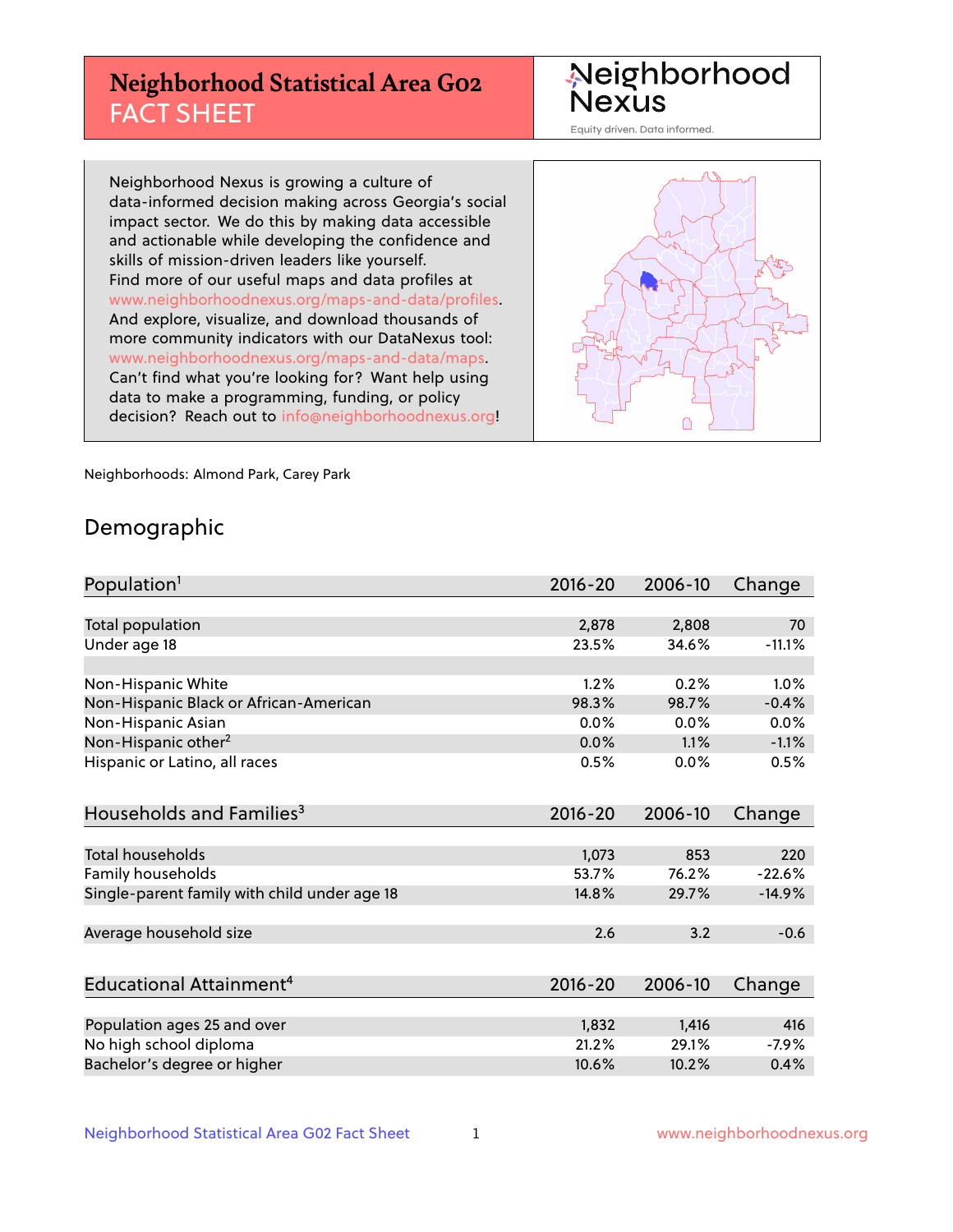# Neighborhood Statistical Area G02 FACT SHEET

Neighborhood Nexus

Equity driven. Data informed.

Neighborhood Nexus is growing a culture of data-informed decision making across Georgia's social impact sector. We do this by making data accessible and actionable while developing the confidence and skills of mission-driven leaders like yourself. Find more of our useful maps and data profiles at www.neighborhoodnexus.org/maps-and-data/profiles. And explore, visualize, and download thousands of more community indicators with our DataNexus tool: www.neighborhoodnexus.org/maps-and-data/maps. Can't find what you're looking for? Want help using data to make a programming, funding, or policy decision? Reach out to info@neighborhoodnexus.org!

Neighborhoods: Almond Park, Carey Park

## Demographic

| Population[1] | 2016-20 | 2006-10 | Change |
|---|---|---|---|
| Total population | 2,878 | 2,808 | 70 |
| Under age 18 | 23.5% | 34.6% | -11.1% |
| | | | |
| Non-Hispanic White | 1.2% | 0.2% | 1.0% |
| Non-Hispanic Black or African-American | 98.3% | 98.7% | -0.4% |
| Non-Hispanic Asian | 0.0% | 0.0% | 0.0% |
| Non-Hispanic other[2] | 0.0% | 1.1% | -1.1% |
| Hispanic or Latino, all races | 0.5% | 0.0% | 0.5% |

| Households and Families[3] | 2016-20 | 2006-10 | Change |
|---|---|---|---|
| Total households | 1,073 | 853 | 220 |
| Family households | 53.7% | 76.2% | -22.6% |
| Single-parent family with child under age 18 | 14.8% | 29.7% | -14.9% |
| | | | |
| Average household size | 2.6 | 3.2 | -0.6 |

| Educational Attainment[4] | 2016-20 | 2006-10 | Change |
|---|---|---|---|
| Population ages 25 and over | 1,832 | 1,416 | 416 |
| No high school diploma | 21.2% | 29.1% | -7.9% |
| Bachelor's degree or higher | 10.6% | 10.2% | 0.4% |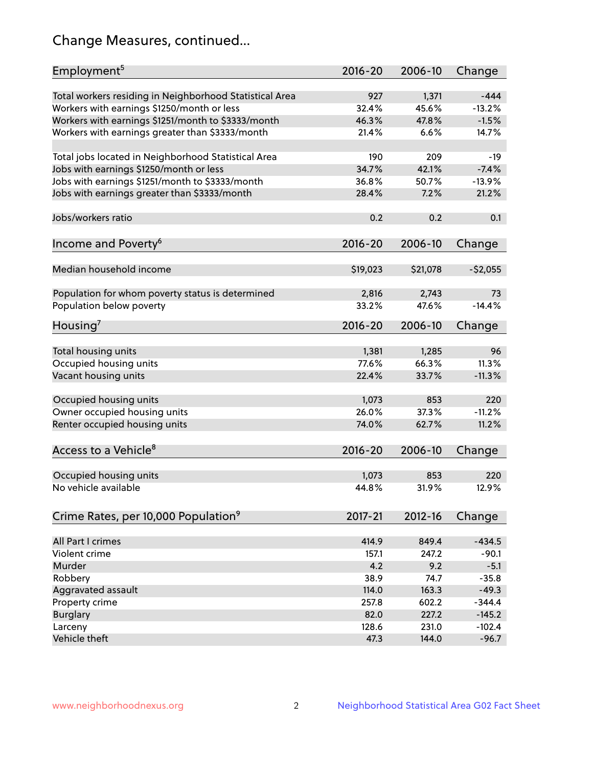## Change Measures, continued...

| Employment[5] | 2016-20 | 2006-10 | Change |
|---|---|---|---|
| Total workers residing in Neighborhood Statistical Area | 927 | 1,371 | -444 |
| Workers with earnings $1250/month or less | 32.4% | 45.6% | -13.2% |
| Workers with earnings $1251/month to $3333/month | 46.3% | 47.8% | -1.5% |
| Workers with earnings greater than $3333/month | 21.4% | 6.6% | 14.7% |
| | | | |
| Total jobs located in Neighborhood Statistical Area | 190 | 209 | -19 |
| Jobs with earnings $1250/month or less | 34.7% | 42.1% | -7.4% |
| Jobs with earnings $1251/month to $3333/month | 36.8% | 50.7% | -13.9% |
| Jobs with earnings greater than $3333/month | 28.4% | 7.2% | 21.2% |
| | | | |
| Jobs/workers ratio | 0.2 | 0.2 | 0.1 |

| Income and Poverty[6] | 2016-20 | 2006-10 | Change |
|---|---|---|---|
| Median household income | $19,023 | $21,078 | -$2,055 |
| | | | |
| Population for whom poverty status is determined | 2,816 | 2,743 | 73 |
| Population below poverty | 33.2% | 47.6% | -14.4% |

| Housing[7] | 2016-20 | 2006-10 | Change |
|---|---|---|---|
| Total housing units | 1,381 | 1,285 | 96 |
| Occupied housing units | 77.6% | 66.3% | 11.3% |
| Vacant housing units | 22.4% | 33.7% | -11.3% |
| | | | |
| Occupied housing units | 1,073 | 853 | 220 |
| Owner occupied housing units | 26.0% | 37.3% | -11.2% |
| Renter occupied housing units | 74.0% | 62.7% | 11.2% |

| Access to a Vehicle[8] | 2016-20 | 2006-10 | Change |
|---|---|---|---|
| Occupied housing units | 1,073 | 853 | 220 |
| No vehicle available | 44.8% | 31.9% | 12.9% |

| Crime Rates, per 10,000 Population[9] | 2017-21 | 2012-16 | Change |
|---|---|---|---|
| All Part I crimes | 414.9 | 849.4 | -434.5 |
| Violent crime | 157.1 | 247.2 | -90.1 |
| Murder | 4.2 | 9.2 | -5.1 |
| Robbery | 38.9 | 74.7 | -35.8 |
| Aggravated assault | 114.0 | 163.3 | -49.3 |
| Property crime | 257.8 | 602.2 | -344.4 |
| Burglary | 82.0 | 227.2 | -145.2 |
| Larceny | 128.6 | 231.0 | -102.4 |
| Vehicle theft | 47.3 | 144.0 | -96.7 |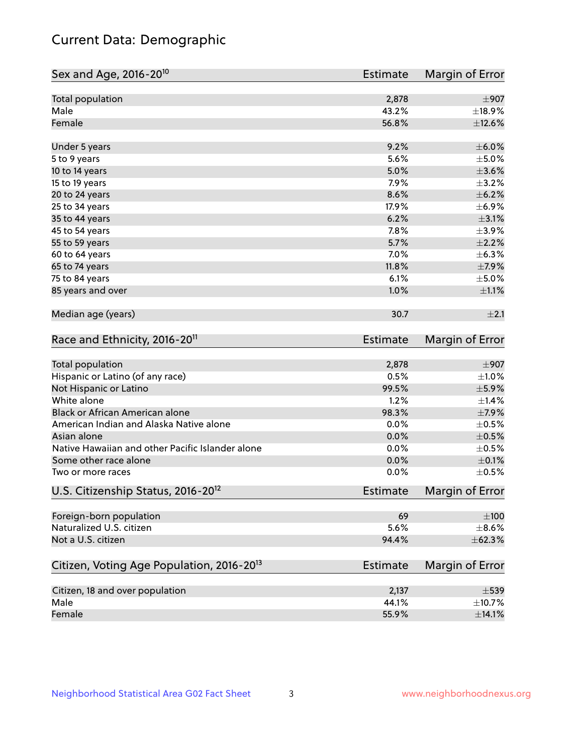# Current Data: Demographic

| Sex and Age, 2016-20[10] | Estimate | Margin of Error |
|---|---|---|
| Total population | 2,878 | ±907 |
| Male | 43.2% | ±18.9% |
| Female | 56.8% | ±12.6% |
| Under 5 years | 9.2% | ±6.0% |
| 5 to 9 years | 5.6% | ±5.0% |
| 10 to 14 years | 5.0% | ±3.6% |
| 15 to 19 years | 7.9% | ±3.2% |
| 20 to 24 years | 8.6% | ±6.2% |
| 25 to 34 years | 17.9% | ±6.9% |
| 35 to 44 years | 6.2% | ±3.1% |
| 45 to 54 years | 7.8% | ±3.9% |
| 55 to 59 years | 5.7% | ±2.2% |
| 60 to 64 years | 7.0% | ±6.3% |
| 65 to 74 years | 11.8% | ±7.9% |
| 75 to 84 years | 6.1% | ±5.0% |
| 85 years and over | 1.0% | ±1.1% |
| Median age (years) | 30.7 | ±2.1 |

| Race and Ethnicity, 2016-20[11] | Estimate | Margin of Error |
|---|---|---|
| Total population | 2,878 | ±907 |
| Hispanic or Latino (of any race) | 0.5% | ±1.0% |
| Not Hispanic or Latino | 99.5% | ±5.9% |
| White alone | 1.2% | ±1.4% |
| Black or African American alone | 98.3% | ±7.9% |
| American Indian and Alaska Native alone | 0.0% | ±0.5% |
| Asian alone | 0.0% | ±0.5% |
| Native Hawaiian and other Pacific Islander alone | 0.0% | ±0.5% |
| Some other race alone | 0.0% | ±0.1% |
| Two or more races | 0.0% | ±0.5% |

| U.S. Citizenship Status, 2016-20[12] | Estimate | Margin of Error |
|---|---|---|
| Foreign-born population | 69 | ±100 |
| Naturalized U.S. citizen | 5.6% | ±8.6% |
| Not a U.S. citizen | 94.4% | ±62.3% |

| Citizen, Voting Age Population, 2016-20[13] | Estimate | Margin of Error |
|---|---|---|
| Citizen, 18 and over population | 2,137 | ±539 |
| Male | 44.1% | ±10.7% |
| Female | 55.9% | ±14.1% |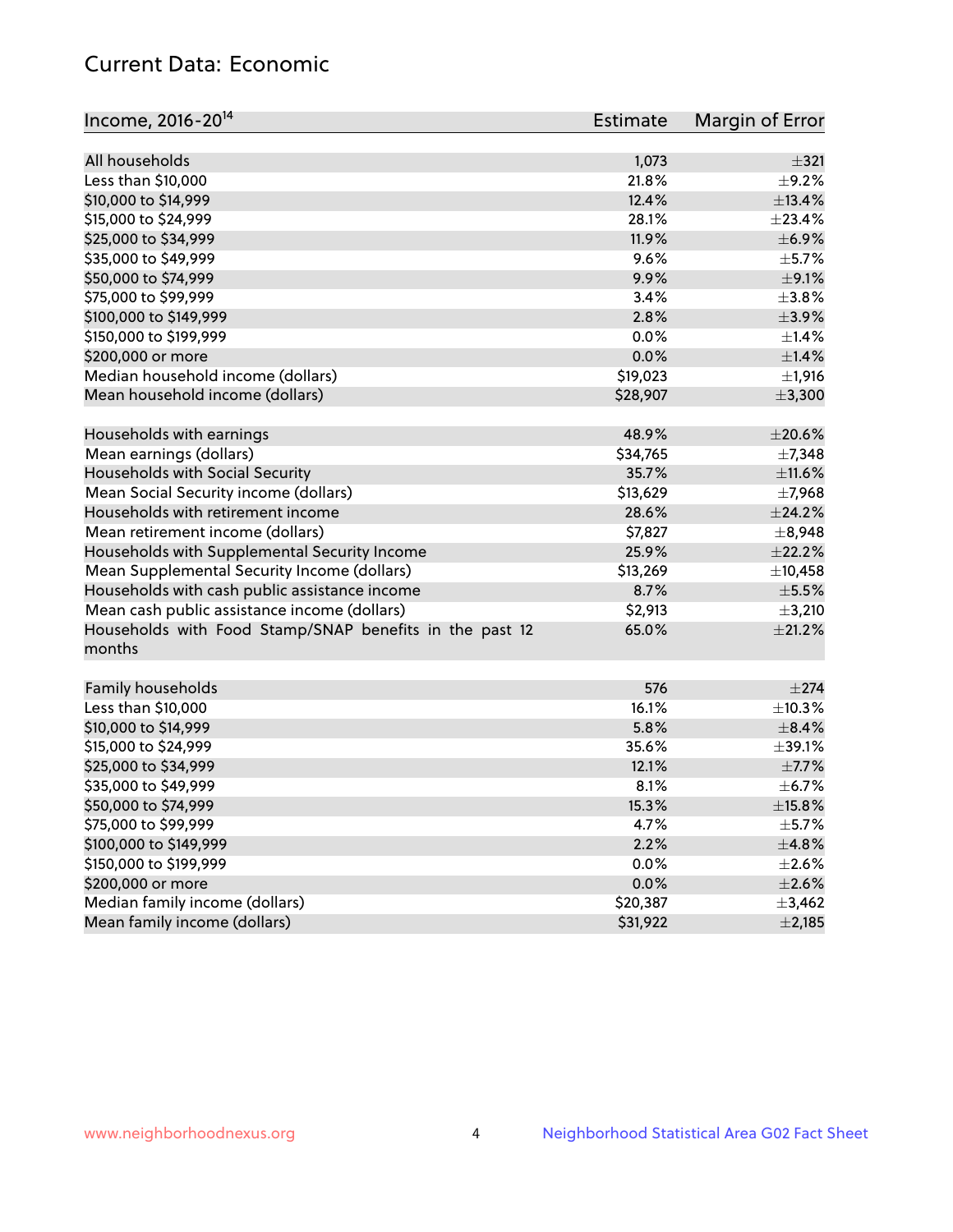## Current Data: Economic

| Income, 2016-20[14] | Estimate | Margin of Error |
|---|---|---|
| All households | 1,073 | ±321 |
| Less than $10,000 | 21.8% | ±9.2% |
| $10,000 to $14,999 | 12.4% | ±13.4% |
| $15,000 to $24,999 | 28.1% | ±23.4% |
| $25,000 to $34,999 | 11.9% | ±6.9% |
| $35,000 to $49,999 | 9.6% | ±5.7% |
| $50,000 to $74,999 | 9.9% | ±9.1% |
| $75,000 to $99,999 | 3.4% | ±3.8% |
| $100,000 to $149,999 | 2.8% | ±3.9% |
| $150,000 to $199,999 | 0.0% | ±1.4% |
| $200,000 or more | 0.0% | ±1.4% |
| Median household income (dollars) | $19,023 | ±1,916 |
| Mean household income (dollars) | $28,907 | ±3,300 |
| | | |
| Households with earnings | 48.9% | ±20.6% |
| Mean earnings (dollars) | $34,765 | ±7,348 |
| Households with Social Security | 35.7% | ±11.6% |
| Mean Social Security income (dollars) | $13,629 | ±7,968 |
| Households with retirement income | 28.6% | ±24.2% |
| Mean retirement income (dollars) | $7,827 | ±8,948 |
| Households with Supplemental Security Income | 25.9% | ±22.2% |
| Mean Supplemental Security Income (dollars) | $13,269 | ±10,458 |
| Households with cash public assistance income | 8.7% | ±5.5% |
| Mean cash public assistance income (dollars) | $2,913 | ±3,210 |
| Households with Food Stamp/SNAP benefits in the past 12 months | 65.0% | ±21.2% |
| | | |
| Family households | 576 | ±274 |
| Less than $10,000 | 16.1% | ±10.3% |
| $10,000 to $14,999 | 5.8% | ±8.4% |
| $15,000 to $24,999 | 35.6% | ±39.1% |
| $25,000 to $34,999 | 12.1% | ±7.7% |
| $35,000 to $49,999 | 8.1% | ±6.7% |
| $50,000 to $74,999 | 15.3% | ±15.8% |
| $75,000 to $99,999 | 4.7% | ±5.7% |
| $100,000 to $149,999 | 2.2% | ±4.8% |
| $150,000 to $199,999 | 0.0% | ±2.6% |
| $200,000 or more | 0.0% | ±2.6% |
| Median family income (dollars) | $20,387 | ±3,462 |
| Mean family income (dollars) | $31,922 | ±2,185 |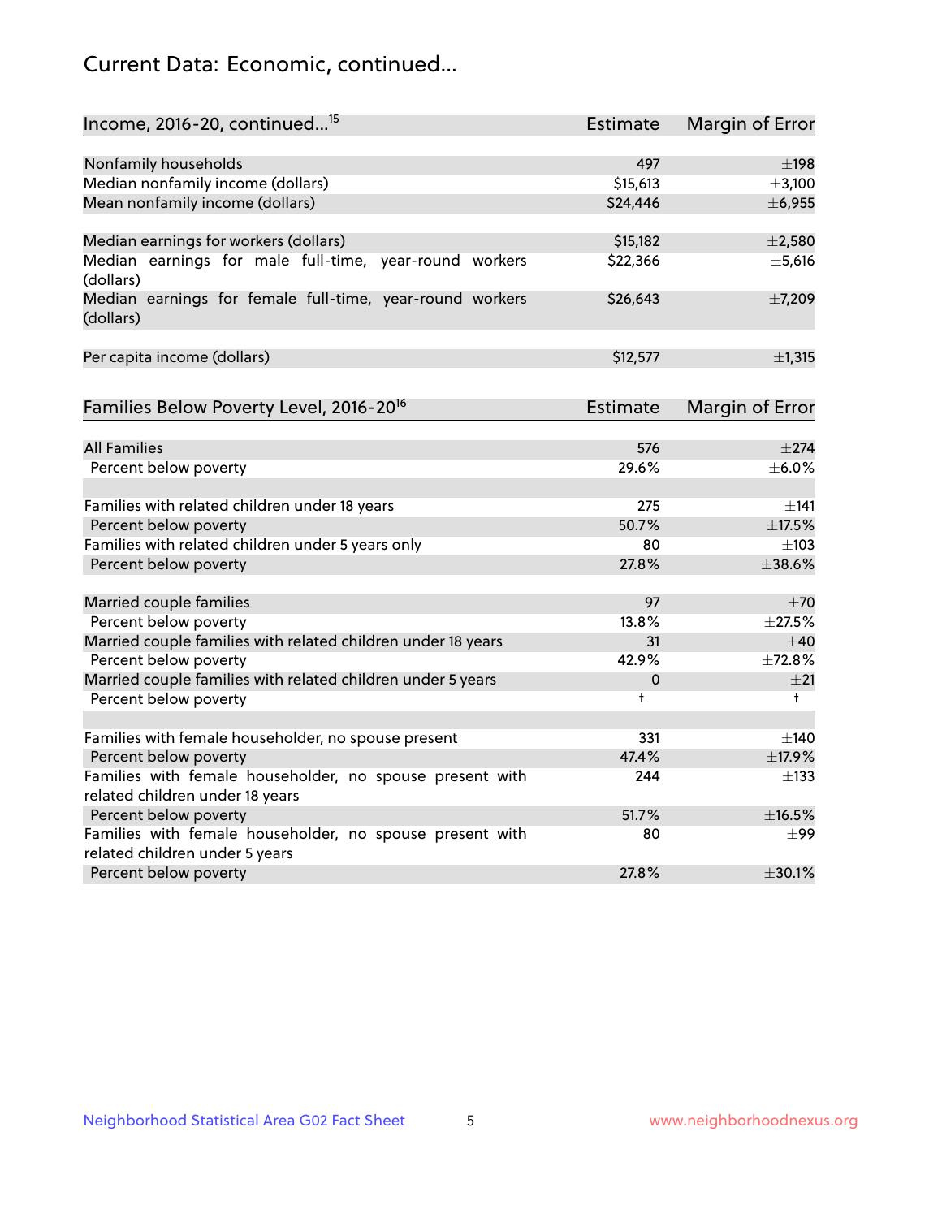## Current Data: Economic, continued...

| Income, 2016-20, continued...[15] | Estimate | Margin of Error |
|---|---|---|
| Nonfamily households | 497 | ±198 |
| Median nonfamily income (dollars) | $15,613 | ±3,100 |
| Mean nonfamily income (dollars) | $24,446 | ±6,955 |
| | | |
| Median earnings for workers (dollars) | $15,182 | ±2,580 |
| Median earnings for male full-time, year-round workers (dollars) | $22,366 | ±5,616 |
| Median earnings for female full-time, year-round workers (dollars) | $26,643 | ±7,209 |
| | | |
| Per capita income (dollars) | $12,577 | ±1,315 |

| Families Below Poverty Level, 2016-20[16] | Estimate | Margin of Error |
|---|---|---|
| All Families | 576 | ±274 |
| Percent below poverty | 29.6% | ±6.0% |
| | | |
| Families with related children under 18 years | 275 | ±141 |
| Percent below poverty | 50.7% | ±17.5% |
| Families with related children under 5 years only | 80 | ±103 |
| Percent below poverty | 27.8% | ±38.6% |
| | | |
| Married couple families | 97 | ±70 |
| Percent below poverty | 13.8% | ±27.5% |
| Married couple families with related children under 18 years | 31 | ±40 |
| Percent below poverty | 42.9% | ±72.8% |
| Married couple families with related children under 5 years | 0 | ±21 |
| Percent below poverty | † | † |
| | | |
| Families with female householder, no spouse present | 331 | ±140 |
| Percent below poverty | 47.4% | ±17.9% |
| Families with female householder, no spouse present with related children under 18 years | 244 | ±133 |
| Percent below poverty | 51.7% | ±16.5% |
| Families with female householder, no spouse present with related children under 5 years | 80 | ±99 |
| Percent below poverty | 27.8% | ±30.1% |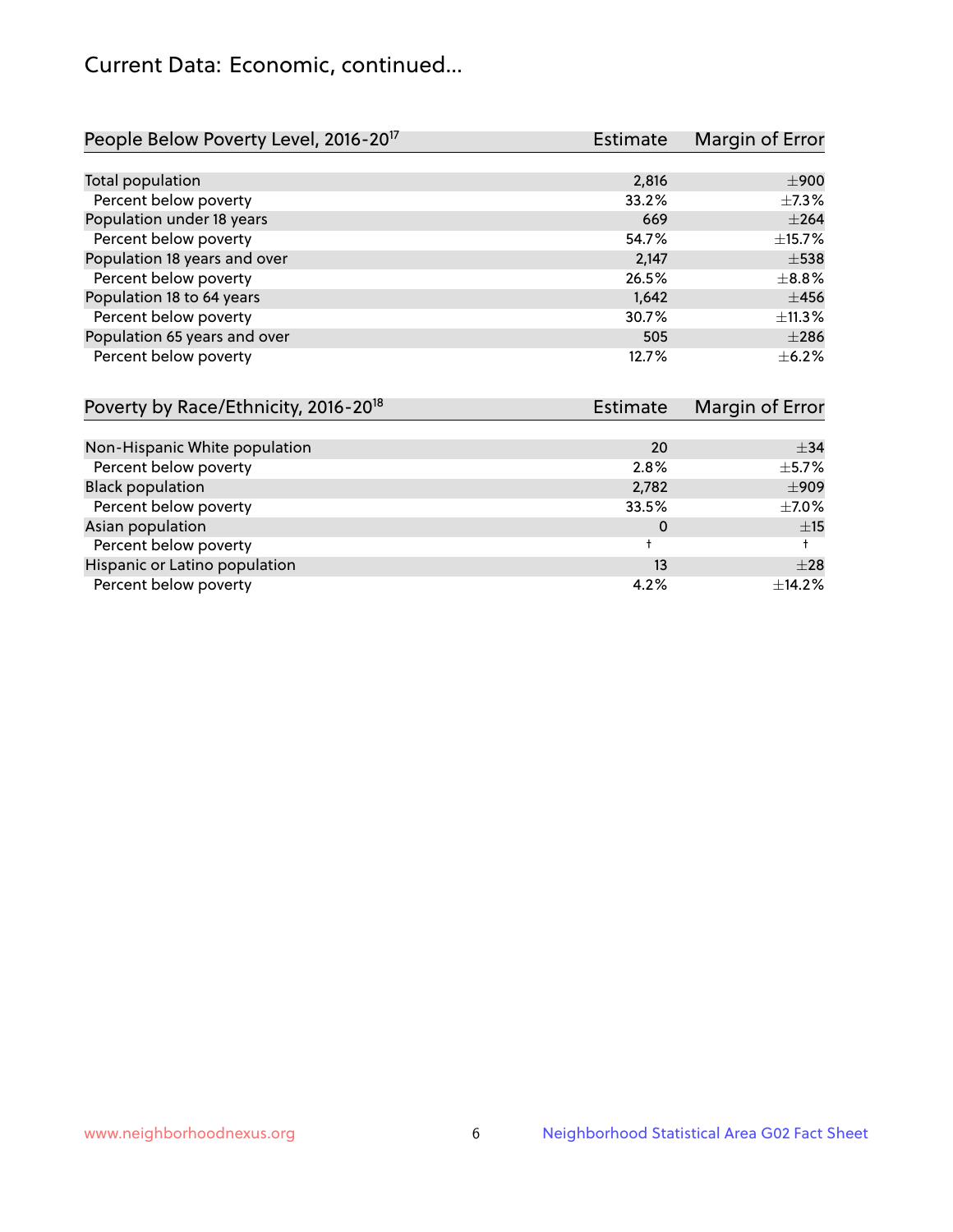# Current Data: Economic, continued...

| People Below Poverty Level, 2016-20[17] | Estimate | Margin of Error |
|---|---|---|
| Total population | 2,816 | ±900 |
| Percent below poverty | 33.2% | ±7.3% |
| Population under 18 years | 669 | ±264 |
| Percent below poverty | 54.7% | ±15.7% |
| Population 18 years and over | 2,147 | ±538 |
| Percent below poverty | 26.5% | ±8.8% |
| Population 18 to 64 years | 1,642 | ±456 |
| Percent below poverty | 30.7% | ±11.3% |
| Population 65 years and over | 505 | ±286 |
| Percent below poverty | 12.7% | ±6.2% |

| Poverty by Race/Ethnicity, 2016-20[18] | Estimate | Margin of Error |
|---|---|---|
| Non-Hispanic White population | 20 | ±34 |
| Percent below poverty | 2.8% | ±5.7% |
| Black population | 2,782 | ±909 |
| Percent below poverty | 33.5% | ±7.0% |
| Asian population | 0 | ±15 |
| Percent below poverty | † | † |
| Hispanic or Latino population | 13 | ±28 |
| Percent below poverty | 4.2% | ±14.2% |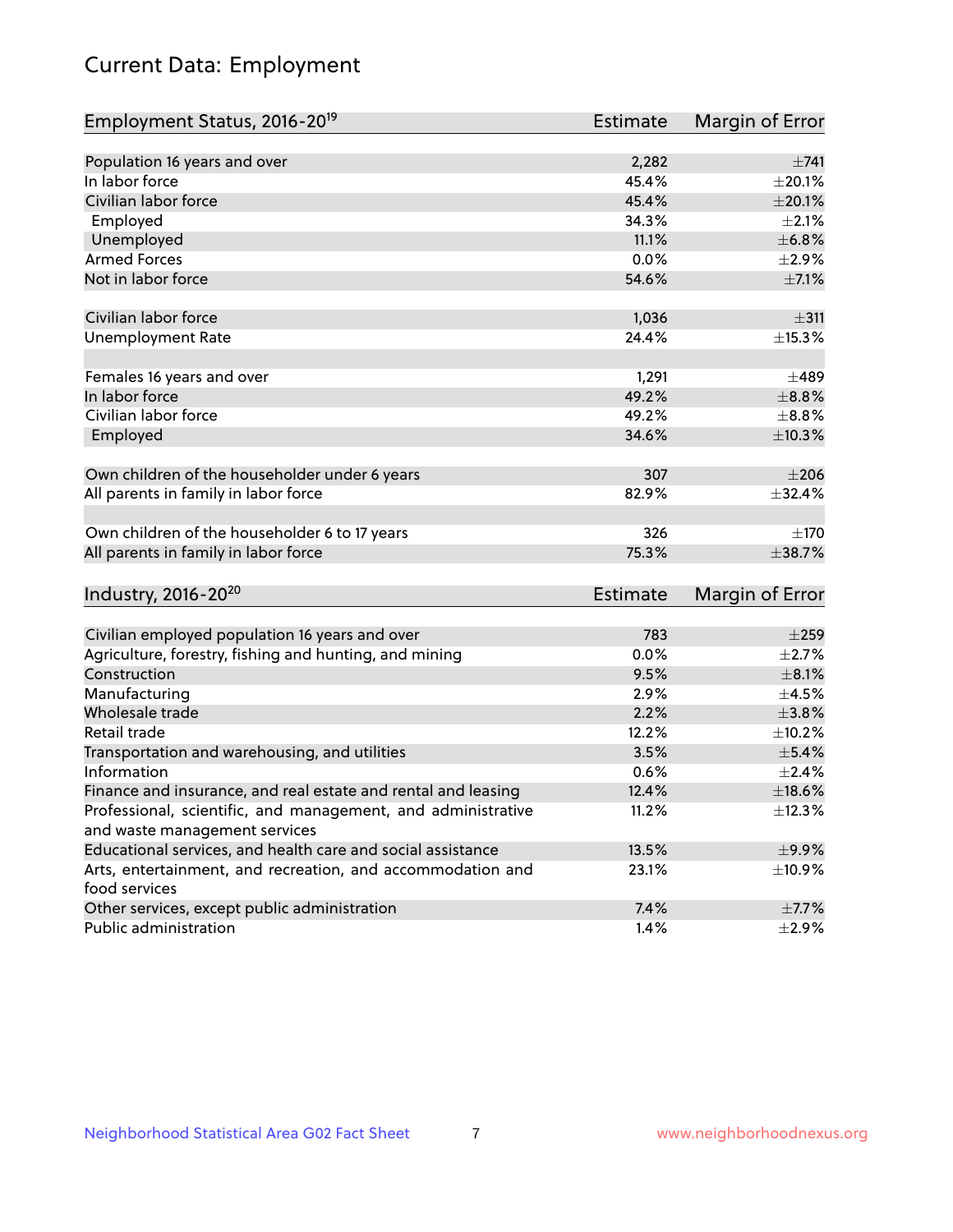# Current Data: Employment

| Employment Status, 2016-20[19] | Estimate | Margin of Error |
|---|---|---|
| Population 16 years and over | 2,282 | ±741 |
| In labor force | 45.4% | ±20.1% |
| Civilian labor force | 45.4% | ±20.1% |
| Employed | 34.3% | ±2.1% |
| Unemployed | 11.1% | ±6.8% |
| Armed Forces | 0.0% | ±2.9% |
| Not in labor force | 54.6% | ±7.1% |
| | | |
| Civilian labor force | 1,036 | ±311 |
| Unemployment Rate | 24.4% | ±15.3% |
| | | |
| Females 16 years and over | 1,291 | ±489 |
| In labor force | 49.2% | ±8.8% |
| Civilian labor force | 49.2% | ±8.8% |
| Employed | 34.6% | ±10.3% |
| | | |
| Own children of the householder under 6 years | 307 | ±206 |
| All parents in family in labor force | 82.9% | ±32.4% |
| | | |
| Own children of the householder 6 to 17 years | 326 | ±170 |
| All parents in family in labor force | 75.3% | ±38.7% |

| Industry, 2016-20[20] | Estimate | Margin of Error |
|---|---|---|
| Civilian employed population 16 years and over | 783 | ±259 |
| Agriculture, forestry, fishing and hunting, and mining | 0.0% | ±2.7% |
| Construction | 9.5% | ±8.1% |
| Manufacturing | 2.9% | ±4.5% |
| Wholesale trade | 2.2% | ±3.8% |
| Retail trade | 12.2% | ±10.2% |
| Transportation and warehousing, and utilities | 3.5% | ±5.4% |
| Information | 0.6% | ±2.4% |
| Finance and insurance, and real estate and rental and leasing | 12.4% | ±18.6% |
| Professional, scientific, and management, and administrative and waste management services | 11.2% | ±12.3% |
| Educational services, and health care and social assistance | 13.5% | ±9.9% |
| Arts, entertainment, and recreation, and accommodation and food services | 23.1% | ±10.9% |
| Other services, except public administration | 7.4% | ±7.7% |
| Public administration | 1.4% | ±2.9% |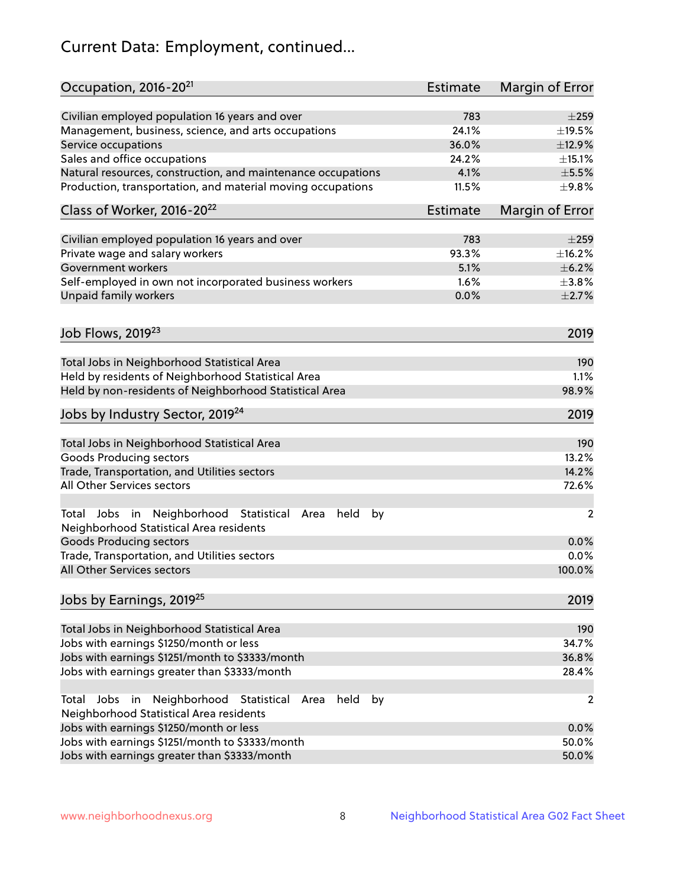# Current Data: Employment, continued...

| Occupation, 2016-20[21] | Estimate | Margin of Error |
|---|---|---|
| Civilian employed population 16 years and over | 783 | ±259 |
| Management, business, science, and arts occupations | 24.1% | ±19.5% |
| Service occupations | 36.0% | ±12.9% |
| Sales and office occupations | 24.2% | ±15.1% |
| Natural resources, construction, and maintenance occupations | 4.1% | ±5.5% |
| Production, transportation, and material moving occupations | 11.5% | ±9.8% |

| Class of Worker, 2016-20[22] | Estimate | Margin of Error |
|---|---|---|
| Civilian employed population 16 years and over | 783 | ±259 |
| Private wage and salary workers | 93.3% | ±16.2% |
| Government workers | 5.1% | ±6.2% |
| Self-employed in own not incorporated business workers | 1.6% | ±3.8% |
| Unpaid family workers | 0.0% | ±2.7% |

| Job Flows, 2019[23] | 2019 |
|---|---|
| Total Jobs in Neighborhood Statistical Area | 190 |
| Held by residents of Neighborhood Statistical Area | 1.1% |
| Held by non-residents of Neighborhood Statistical Area | 98.9% |

| Jobs by Industry Sector, 2019[24] | 2019 |
|---|---|
| Total Jobs in Neighborhood Statistical Area | 190 |
| Goods Producing sectors | 13.2% |
| Trade, Transportation, and Utilities sectors | 14.2% |
| All Other Services sectors | 72.6% |
| | |
| Total Jobs in Neighborhood Statistical Area held by Neighborhood Statistical Area residents | 2 |
| Goods Producing sectors | 0.0% |
| Trade, Transportation, and Utilities sectors | 0.0% |
| All Other Services sectors | 100.0% |

| Jobs by Earnings, 2019[25] | 2019 |
|---|---|
| Total Jobs in Neighborhood Statistical Area | 190 |
| Jobs with earnings $1250/month or less | 34.7% |
| Jobs with earnings $1251/month to $3333/month | 36.8% |
| Jobs with earnings greater than $3333/month | 28.4% |
| | |
| Total Jobs in Neighborhood Statistical Area held by Neighborhood Statistical Area residents | 2 |
| Jobs with earnings $1250/month or less | 0.0% |
| Jobs with earnings $1251/month to $3333/month | 50.0% |
| Jobs with earnings greater than $3333/month | 50.0% |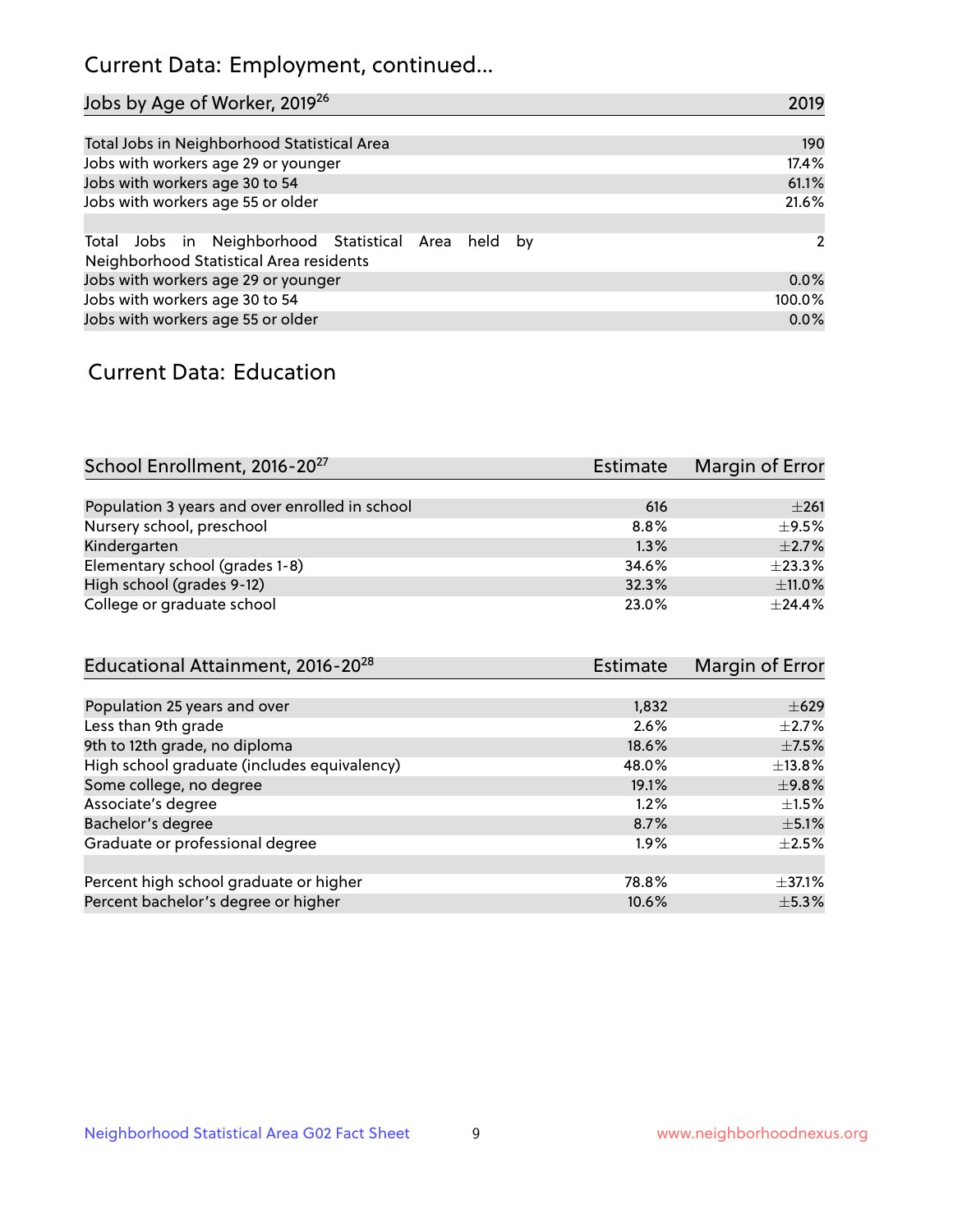# Current Data: Employment, continued...

| Jobs by Age of Worker, 2019[26] | 2019 |
|---|---|
| Total Jobs in Neighborhood Statistical Area | 190 |
| Jobs with workers age 29 or younger | 17.4% |
| Jobs with workers age 30 to 54 | 61.1% |
| Jobs with workers age 55 or older | 21.6% |
| | |
| Total Jobs in Neighborhood Statistical Area held by Neighborhood Statistical Area residents | 2 |
| Jobs with workers age 29 or younger | 0.0% |
| Jobs with workers age 30 to 54 | 100.0% |
| Jobs with workers age 55 or older | 0.0% |

## Current Data: Education

| School Enrollment, 2016-20[27] | Estimate | Margin of Error |
|---|---|---|
| Population 3 years and over enrolled in school | 616 | ±261 |
| Nursery school, preschool | 8.8% | ±9.5% |
| Kindergarten | 1.3% | ±2.7% |
| Elementary school (grades 1-8) | 34.6% | ±23.3% |
| High school (grades 9-12) | 32.3% | ±11.0% |
| College or graduate school | 23.0% | ±24.4% |

| Educational Attainment, 2016-20[28] | Estimate | Margin of Error |
|---|---|---|
| Population 25 years and over | 1,832 | ±629 |
| Less than 9th grade | 2.6% | ±2.7% |
| 9th to 12th grade, no diploma | 18.6% | ±7.5% |
| High school graduate (includes equivalency) | 48.0% | ±13.8% |
| Some college, no degree | 19.1% | ±9.8% |
| Associate's degree | 1.2% | ±1.5% |
| Bachelor's degree | 8.7% | ±5.1% |
| Graduate or professional degree | 1.9% | ±2.5% |
| | | |
| Percent high school graduate or higher | 78.8% | ±37.1% |
| Percent bachelor's degree or higher | 10.6% | ±5.3% |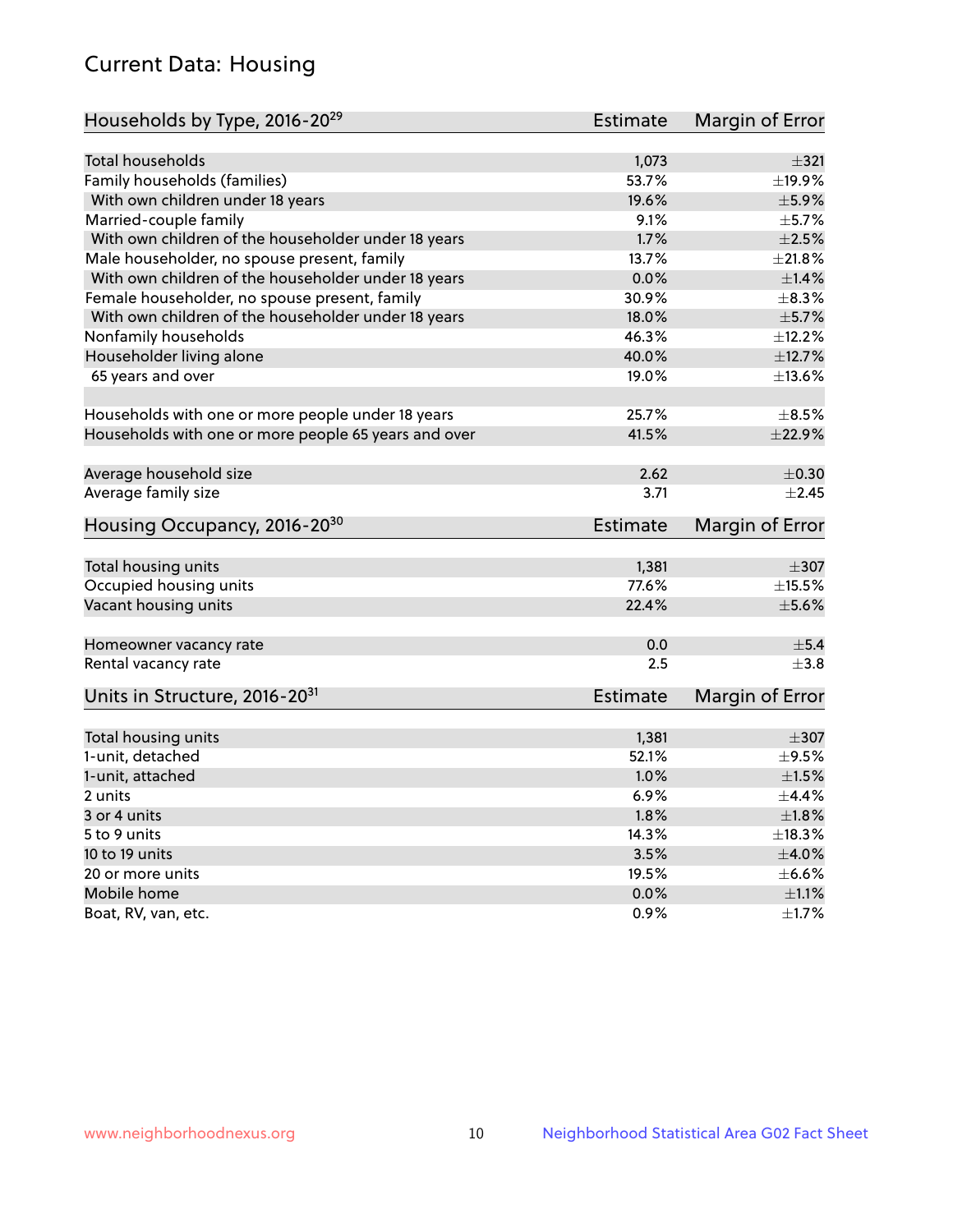## Current Data: Housing

| Households by Type, 2016-20[29] | Estimate | Margin of Error |
|---|---|---|
| Total households | 1,073 | ±321 |
| Family households (families) | 53.7% | ±19.9% |
| With own children under 18 years | 19.6% | ±5.9% |
| Married-couple family | 9.1% | ±5.7% |
| With own children of the householder under 18 years | 1.7% | ±2.5% |
| Male householder, no spouse present, family | 13.7% | ±21.8% |
| With own children of the householder under 18 years | 0.0% | ±1.4% |
| Female householder, no spouse present, family | 30.9% | ±8.3% |
| With own children of the householder under 18 years | 18.0% | ±5.7% |
| Nonfamily households | 46.3% | ±12.2% |
| Householder living alone | 40.0% | ±12.7% |
| 65 years and over | 19.0% | ±13.6% |
| Households with one or more people under 18 years | 25.7% | ±8.5% |
| Households with one or more people 65 years and over | 41.5% | ±22.9% |
| Average household size | 2.62 | ±0.30 |
| Average family size | 3.71 | ±2.45 |

| Housing Occupancy, 2016-20[30] | Estimate | Margin of Error |
|---|---|---|
| Total housing units | 1,381 | ±307 |
| Occupied housing units | 77.6% | ±15.5% |
| Vacant housing units | 22.4% | ±5.6% |
| Homeowner vacancy rate | 0.0 | ±5.4 |
| Rental vacancy rate | 2.5 | ±3.8 |

| Units in Structure, 2016-20[31] | Estimate | Margin of Error |
|---|---|---|
| Total housing units | 1,381 | ±307 |
| 1-unit, detached | 52.1% | ±9.5% |
| 1-unit, attached | 1.0% | ±1.5% |
| 2 units | 6.9% | ±4.4% |
| 3 or 4 units | 1.8% | ±1.8% |
| 5 to 9 units | 14.3% | ±18.3% |
| 10 to 19 units | 3.5% | ±4.0% |
| 20 or more units | 19.5% | ±6.6% |
| Mobile home | 0.0% | ±1.1% |
| Boat, RV, van, etc. | 0.9% | ±1.7% |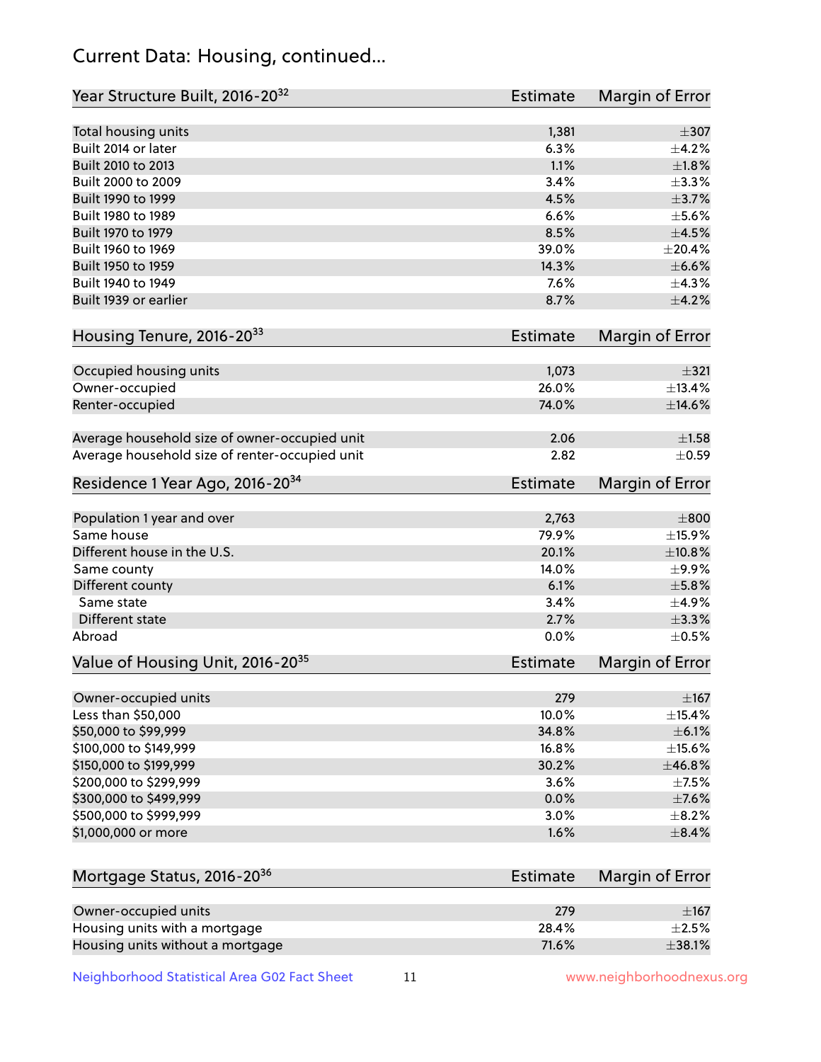## Current Data: Housing, continued...

| Year Structure Built, 2016-20[32] | Estimate | Margin of Error |
|---|---|---|
| Total housing units | 1,381 | ±307 |
| Built 2014 or later | 6.3% | ±4.2% |
| Built 2010 to 2013 | 1.1% | ±1.8% |
| Built 2000 to 2009 | 3.4% | ±3.3% |
| Built 1990 to 1999 | 4.5% | ±3.7% |
| Built 1980 to 1989 | 6.6% | ±5.6% |
| Built 1970 to 1979 | 8.5% | ±4.5% |
| Built 1960 to 1969 | 39.0% | ±20.4% |
| Built 1950 to 1959 | 14.3% | ±6.6% |
| Built 1940 to 1949 | 7.6% | ±4.3% |
| Built 1939 or earlier | 8.7% | ±4.2% |

| Housing Tenure, 2016-20[33] | Estimate | Margin of Error |
|---|---|---|
| Occupied housing units | 1,073 | ±321 |
| Owner-occupied | 26.0% | ±13.4% |
| Renter-occupied | 74.0% | ±14.6% |
| Average household size of owner-occupied unit | 2.06 | ±1.58 |
| Average household size of renter-occupied unit | 2.82 | ±0.59 |

| Residence 1 Year Ago, 2016-20[34] | Estimate | Margin of Error |
|---|---|---|
| Population 1 year and over | 2,763 | ±800 |
| Same house | 79.9% | ±15.9% |
| Different house in the U.S. | 20.1% | ±10.8% |
| Same county | 14.0% | ±9.9% |
| Different county | 6.1% | ±5.8% |
| Same state | 3.4% | ±4.9% |
| Different state | 2.7% | ±3.3% |
| Abroad | 0.0% | ±0.5% |

| Value of Housing Unit, 2016-20[35] | Estimate | Margin of Error |
|---|---|---|
| Owner-occupied units | 279 | ±167 |
| Less than $50,000 | 10.0% | ±15.4% |
| $50,000 to $99,999 | 34.8% | ±6.1% |
| $100,000 to $149,999 | 16.8% | ±15.6% |
| $150,000 to $199,999 | 30.2% | ±46.8% |
| $200,000 to $299,999 | 3.6% | ±7.5% |
| $300,000 to $499,999 | 0.0% | ±7.6% |
| $500,000 to $999,999 | 3.0% | ±8.2% |
| $1,000,000 or more | 1.6% | ±8.4% |

| Mortgage Status, 2016-20[36] | Estimate | Margin of Error |
|---|---|---|
| Owner-occupied units | 279 | ±167 |
| Housing units with a mortgage | 28.4% | ±2.5% |
| Housing units without a mortgage | 71.6% | ±38.1% |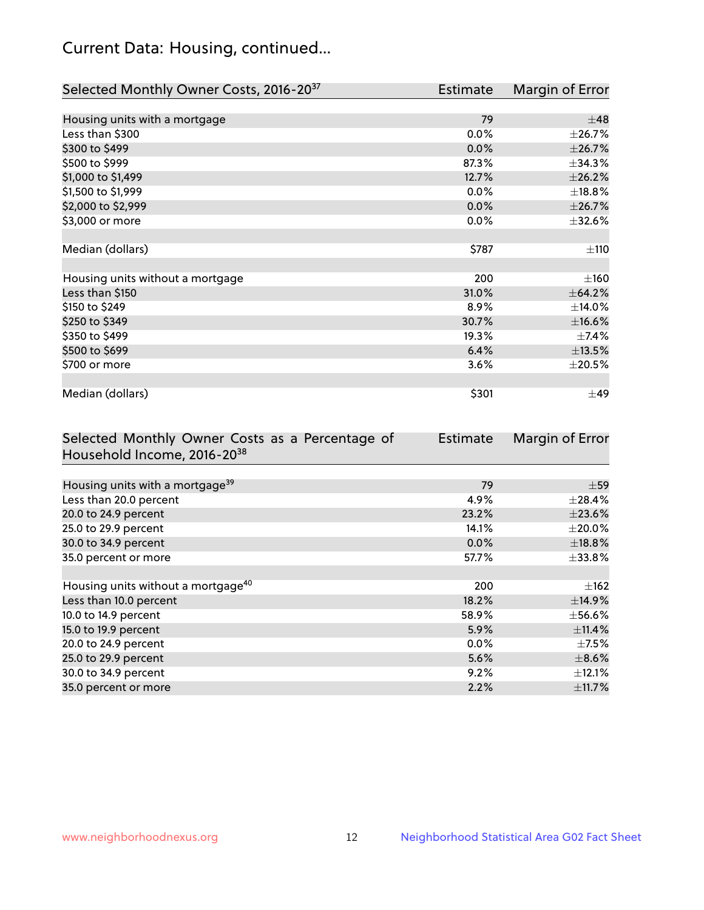## Current Data: Housing, continued...

| Selected Monthly Owner Costs, 2016-20[37] | Estimate | Margin of Error |
|---|---|---|
| Housing units with a mortgage | 79 | ±48 |
| Less than $300 | 0.0% | ±26.7% |
| $300 to $499 | 0.0% | ±26.7% |
| $500 to $999 | 87.3% | ±34.3% |
| $1,000 to $1,499 | 12.7% | ±26.2% |
| $1,500 to $1,999 | 0.0% | ±18.8% |
| $2,000 to $2,999 | 0.0% | ±26.7% |
| $3,000 or more | 0.0% | ±32.6% |
| | | |
| Median (dollars) | $787 | ±110 |
| | | |
| Housing units without a mortgage | 200 | ±160 |
| Less than $150 | 31.0% | ±64.2% |
| $150 to $249 | 8.9% | ±14.0% |
| $250 to $349 | 30.7% | ±16.6% |
| $350 to $499 | 19.3% | ±7.4% |
| $500 to $699 | 6.4% | ±13.5% |
| $700 or more | 3.6% | ±20.5% |
| | | |
| Median (dollars) | $301 | ±49 |

| Selected Monthly Owner Costs as a Percentage of Household Income, 2016-20[38] | Estimate | Margin of Error |
|---|---|---|
| Housing units with a mortgage[39] | 79 | ±59 |
| Less than 20.0 percent | 4.9% | ±28.4% |
| 20.0 to 24.9 percent | 23.2% | ±23.6% |
| 25.0 to 29.9 percent | 14.1% | ±20.0% |
| 30.0 to 34.9 percent | 0.0% | ±18.8% |
| 35.0 percent or more | 57.7% | ±33.8% |
| | | |
| Housing units without a mortgage[40] | 200 | ±162 |
| Less than 10.0 percent | 18.2% | ±14.9% |
| 10.0 to 14.9 percent | 58.9% | ±56.6% |
| 15.0 to 19.9 percent | 5.9% | ±11.4% |
| 20.0 to 24.9 percent | 0.0% | ±7.5% |
| 25.0 to 29.9 percent | 5.6% | ±8.6% |
| 30.0 to 34.9 percent | 9.2% | ±12.1% |
| 35.0 percent or more | 2.2% | ±11.7% |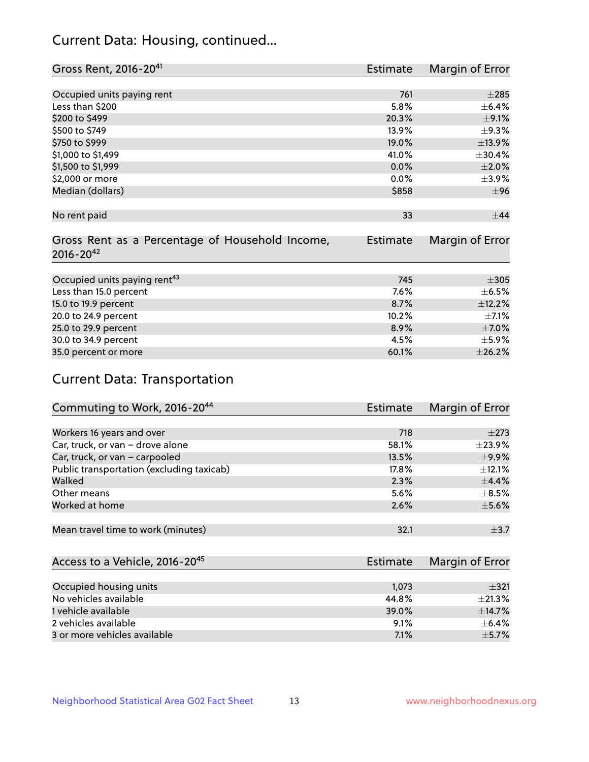## Current Data: Housing, continued...

| Gross Rent, 2016-20[41] | Estimate | Margin of Error |
|---|---|---|
| Occupied units paying rent | 761 | ±285 |
| Less than $200 | 5.8% | ±6.4% |
| $200 to $499 | 20.3% | ±9.1% |
| $500 to $749 | 13.9% | ±9.3% |
| $750 to $999 | 19.0% | ±13.9% |
| $1,000 to $1,499 | 41.0% | ±30.4% |
| $1,500 to $1,999 | 0.0% | ±2.0% |
| $2,000 or more | 0.0% | ±3.9% |
| Median (dollars) | $858 | ±96 |
| No rent paid | 33 | ±44 |

| Gross Rent as a Percentage of Household Income, 2016-20[42] | Estimate | Margin of Error |
|---|---|---|
| Occupied units paying rent[43] | 745 | ±305 |
| Less than 15.0 percent | 7.6% | ±6.5% |
| 15.0 to 19.9 percent | 8.7% | ±12.2% |
| 20.0 to 24.9 percent | 10.2% | ±7.1% |
| 25.0 to 29.9 percent | 8.9% | ±7.0% |
| 30.0 to 34.9 percent | 4.5% | ±5.9% |
| 35.0 percent or more | 60.1% | ±26.2% |

## Current Data: Transportation

| Commuting to Work, 2016-20[44] | Estimate | Margin of Error |
|---|---|---|
| Workers 16 years and over | 718 | ±273 |
| Car, truck, or van – drove alone | 58.1% | ±23.9% |
| Car, truck, or van – carpooled | 13.5% | ±9.9% |
| Public transportation (excluding taxicab) | 17.8% | ±12.1% |
| Walked | 2.3% | ±4.4% |
| Other means | 5.6% | ±8.5% |
| Worked at home | 2.6% | ±5.6% |
| Mean travel time to work (minutes) | 32.1 | ±3.7 |

| Access to a Vehicle, 2016-20[45] | Estimate | Margin of Error |
|---|---|---|
| Occupied housing units | 1,073 | ±321 |
| No vehicles available | 44.8% | ±21.3% |
| 1 vehicle available | 39.0% | ±14.7% |
| 2 vehicles available | 9.1% | ±6.4% |
| 3 or more vehicles available | 7.1% | ±5.7% |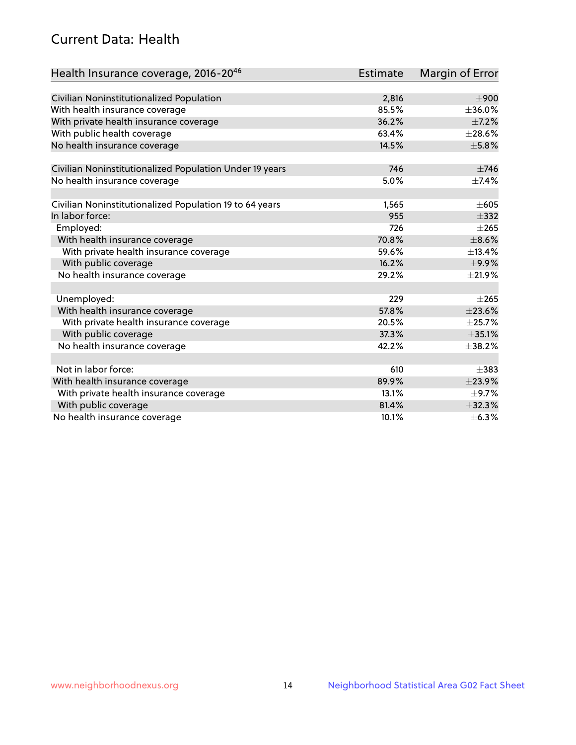## Current Data: Health

| Health Insurance coverage, 2016-20[46] | Estimate | Margin of Error |
|---|---|---|
| Civilian Noninstitutionalized Population | 2,816 | ±900 |
| With health insurance coverage | 85.5% | ±36.0% |
| With private health insurance coverage | 36.2% | ±7.2% |
| With public health coverage | 63.4% | ±28.6% |
| No health insurance coverage | 14.5% | ±5.8% |
| | | |
| Civilian Noninstitutionalized Population Under 19 years | 746 | ±746 |
| No health insurance coverage | 5.0% | ±7.4% |
| | | |
| Civilian Noninstitutionalized Population 19 to 64 years | 1,565 | ±605 |
| In labor force: | 955 | ±332 |
| Employed: | 726 | ±265 |
| With health insurance coverage | 70.8% | ±8.6% |
| With private health insurance coverage | 59.6% | ±13.4% |
| With public coverage | 16.2% | ±9.9% |
| No health insurance coverage | 29.2% | ±21.9% |
| | | |
| Unemployed: | 229 | ±265 |
| With health insurance coverage | 57.8% | ±23.6% |
| With private health insurance coverage | 20.5% | ±25.7% |
| With public coverage | 37.3% | ±35.1% |
| No health insurance coverage | 42.2% | ±38.2% |
| | | |
| Not in labor force: | 610 | ±383 |
| With health insurance coverage | 89.9% | ±23.9% |
| With private health insurance coverage | 13.1% | ±9.7% |
| With public coverage | 81.4% | ±32.3% |
| No health insurance coverage | 10.1% | ±6.3% |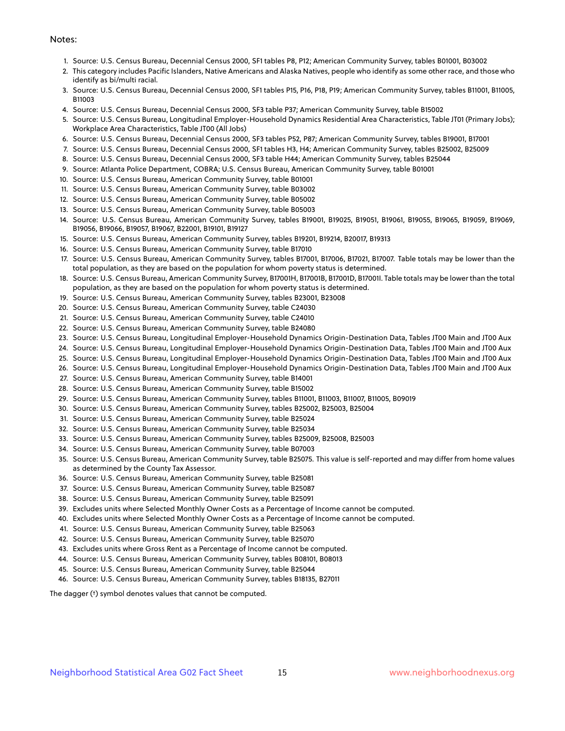Notes:

1. Source: U.S. Census Bureau, Decennial Census 2000, SF1 tables P8, P12; American Community Survey, tables B01001, B03002
2. This category includes Pacific Islanders, Native Americans and Alaska Natives, people who identify as some other race, and those who identify as bi/multi racial.
3. Source: U.S. Census Bureau, Decennial Census 2000, SF1 tables P15, P16, P18, P19; American Community Survey, tables B11001, B11005, B11003
4. Source: U.S. Census Bureau, Decennial Census 2000, SF3 table P37; American Community Survey, table B15002
5. Source: U.S. Census Bureau, Longitudinal Employer-Household Dynamics Residential Area Characteristics, Table JT01 (Primary Jobs); Workplace Area Characteristics, Table JT00 (All Jobs)
6. Source: U.S. Census Bureau, Decennial Census 2000, SF3 tables P52, P87; American Community Survey, tables B19001, B17001
7. Source: U.S. Census Bureau, Decennial Census 2000, SF1 tables H3, H4; American Community Survey, tables B25002, B25009
8. Source: U.S. Census Bureau, Decennial Census 2000, SF3 table H44; American Community Survey, tables B25044
9. Source: Atlanta Police Department, COBRA; U.S. Census Bureau, American Community Survey, table B01001
10. Source: U.S. Census Bureau, American Community Survey, table B01001
11. Source: U.S. Census Bureau, American Community Survey, table B03002
12. Source: U.S. Census Bureau, American Community Survey, table B05002
13. Source: U.S. Census Bureau, American Community Survey, table B05003
14. Source: U.S. Census Bureau, American Community Survey, tables B19001, B19025, B19051, B19061, B19055, B19065, B19059, B19069, B19056, B19066, B19057, B19067, B22001, B19101, B19127
15. Source: U.S. Census Bureau, American Community Survey, tables B19201, B19214, B20017, B19313
16. Source: U.S. Census Bureau, American Community Survey, table B17010
17. Source: U.S. Census Bureau, American Community Survey, tables B17001, B17006, B17021, B17007. Table totals may be lower than the total population, as they are based on the population for whom poverty status is determined.
18. Source: U.S. Census Bureau, American Community Survey, B17001H, B17001B, B17001D, B17001I. Table totals may be lower than the total population, as they are based on the population for whom poverty status is determined.
19. Source: U.S. Census Bureau, American Community Survey, tables B23001, B23008
20. Source: U.S. Census Bureau, American Community Survey, table C24030
21. Source: U.S. Census Bureau, American Community Survey, table C24010
22. Source: U.S. Census Bureau, American Community Survey, table B24080
23. Source: U.S. Census Bureau, Longitudinal Employer-Household Dynamics Origin-Destination Data, Tables JT00 Main and JT00 Aux
24. Source: U.S. Census Bureau, Longitudinal Employer-Household Dynamics Origin-Destination Data, Tables JT00 Main and JT00 Aux
25. Source: U.S. Census Bureau, Longitudinal Employer-Household Dynamics Origin-Destination Data, Tables JT00 Main and JT00 Aux
26. Source: U.S. Census Bureau, Longitudinal Employer-Household Dynamics Origin-Destination Data, Tables JT00 Main and JT00 Aux
27. Source: U.S. Census Bureau, American Community Survey, table B14001
28. Source: U.S. Census Bureau, American Community Survey, table B15002
29. Source: U.S. Census Bureau, American Community Survey, tables B11001, B11003, B11007, B11005, B09019
30. Source: U.S. Census Bureau, American Community Survey, tables B25002, B25003, B25004
31. Source: U.S. Census Bureau, American Community Survey, table B25024
32. Source: U.S. Census Bureau, American Community Survey, table B25034
33. Source: U.S. Census Bureau, American Community Survey, tables B25009, B25008, B25003
34. Source: U.S. Census Bureau, American Community Survey, table B07003
35. Source: U.S. Census Bureau, American Community Survey, table B25075. This value is self-reported and may differ from home values as determined by the County Tax Assessor.
36. Source: U.S. Census Bureau, American Community Survey, table B25081
37. Source: U.S. Census Bureau, American Community Survey, table B25087
38. Source: U.S. Census Bureau, American Community Survey, table B25091
39. Excludes units where Selected Monthly Owner Costs as a Percentage of Income cannot be computed.
40. Excludes units where Selected Monthly Owner Costs as a Percentage of Income cannot be computed.
41. Source: U.S. Census Bureau, American Community Survey, table B25063
42. Source: U.S. Census Bureau, American Community Survey, table B25070
43. Excludes units where Gross Rent as a Percentage of Income cannot be computed.
44. Source: U.S. Census Bureau, American Community Survey, tables B08101, B08013
45. Source: U.S. Census Bureau, American Community Survey, table B25044
46. Source: U.S. Census Bureau, American Community Survey, tables B18135, B27011

The dagger (†) symbol denotes values that cannot be computed.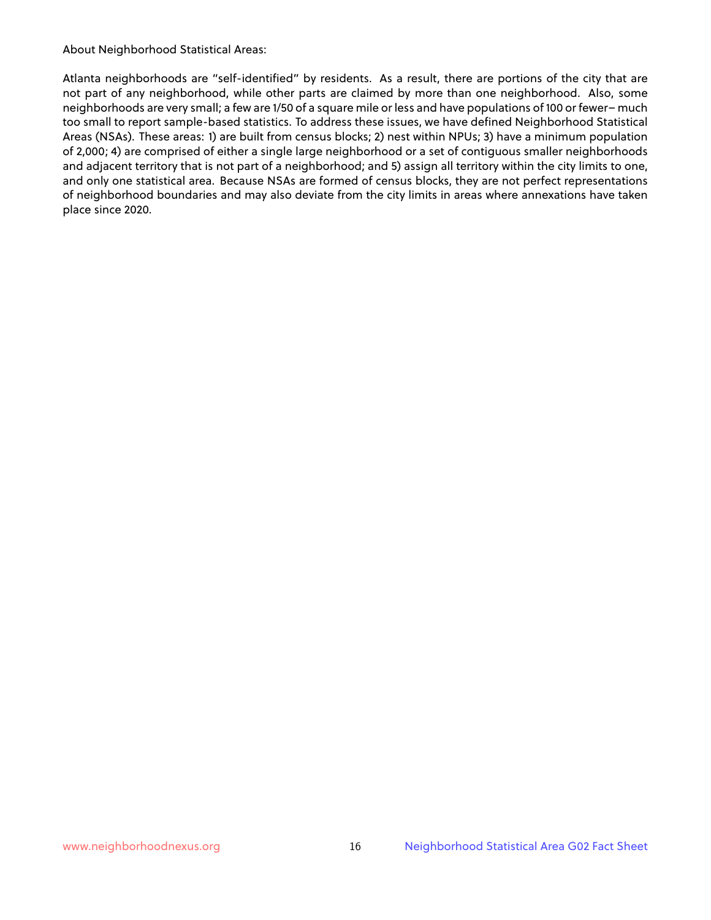About Neighborhood Statistical Areas:

Atlanta neighborhoods are "self-identified" by residents. As a result, there are portions of the city that are not part of any neighborhood, while other parts are claimed by more than one neighborhood. Also, some neighborhoods are very small; a few are 1/50 of a square mile or less and have populations of 100 or fewer– much too small to report sample-based statistics. To address these issues, we have defined Neighborhood Statistical Areas (NSAs). These areas: 1) are built from census blocks; 2) nest within NPUs; 3) have a minimum population of 2,000; 4) are comprised of either a single large neighborhood or a set of contiguous smaller neighborhoods and adjacent territory that is not part of a neighborhood; and 5) assign all territory within the city limits to one, and only one statistical area. Because NSAs are formed of census blocks, they are not perfect representations of neighborhood boundaries and may also deviate from the city limits in areas where annexations have taken place since 2020.